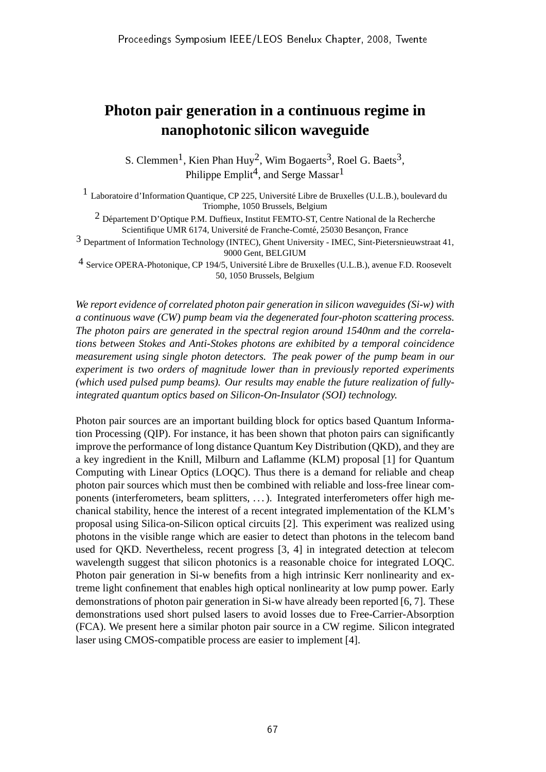# Photon pair generation in a continuous regime in nanophotonic silicon waveguide

S. Clemmen[1], Kien Phan Huy[2], Wim Bogaerts[3], Roel G. Baets[3], Philippe Emplit[4], and Serge Massar[1]

[1] Laboratoire d'Information Quantique, CP 225, Université Libre de Bruxelles (U.L.B.), boulevard du Triomphe, 1050 Brussels, Belgium

[2] Département D'Optique P.M. Duffieux, Institut FEMTO-ST, Centre National de la Recherche Scientifique UMR 6174, Université de Franche-Comté, 25030 Besançon, France

[3] Department of Information Technology (INTEC), Ghent University - IMEC, Sint-Pietersnieuwstraat 41, 9000 Gent, BELGIUM

[4] Service OPERA-Photonique, CP 194/5, Université Libre de Bruxelles (U.L.B.), avenue F.D. Roosevelt 50, 1050 Brussels, Belgium

*We report evidence of correlated photon pair generation in silicon waveguides (Si-w) with a continuous wave (CW) pump beam via the degenerated four-photon scattering process. The photon pairs are generated in the spectral region around 1540nm and the correlations between Stokes and Anti-Stokes photons are exhibited by a temporal coincidence measurement using single photon detectors. The peak power of the pump beam in our experiment is two orders of magnitude lower than in previously reported experiments (which used pulsed pump beams). Our results may enable the future realization of fully-integrated quantum optics based on Silicon-On-Insulator (SOI) technology.*

Photon pair sources are an important building block for optics based Quantum Information Processing (QIP). For instance, it has been shown that photon pairs can significantly improve the performance of long distance Quantum Key Distribution (QKD), and they are a key ingredient in the Knill, Milburn and Laflamme (KLM) proposal [1] for Quantum Computing with Linear Optics (LOQC). Thus there is a demand for reliable and cheap photon pair sources which must then be combined with reliable and loss-free linear components (interferometers, beam splitters, ...). Integrated interferometers offer high mechanical stability, hence the interest of a recent integrated implementation of the KLM's proposal using Silica-on-Silicon optical circuits [2]. This experiment was realized using photons in the visible range which are easier to detect than photons in the telecom band used for QKD. Nevertheless, recent progress [3, 4] in integrated detection at telecom wavelength suggest that silicon photonics is a reasonable choice for integrated LOQC. Photon pair generation in Si-w benefits from a high intrinsic Kerr nonlinearity and extreme light confinement that enables high optical nonlinearity at low pump power. Early demonstrations of photon pair generation in Si-w have already been reported [6, 7]. These demonstrations used short pulsed lasers to avoid losses due to Free-Carrier-Absorption (FCA). We present here a similar photon pair source in a CW regime. Silicon integrated laser using CMOS-compatible process are easier to implement [4].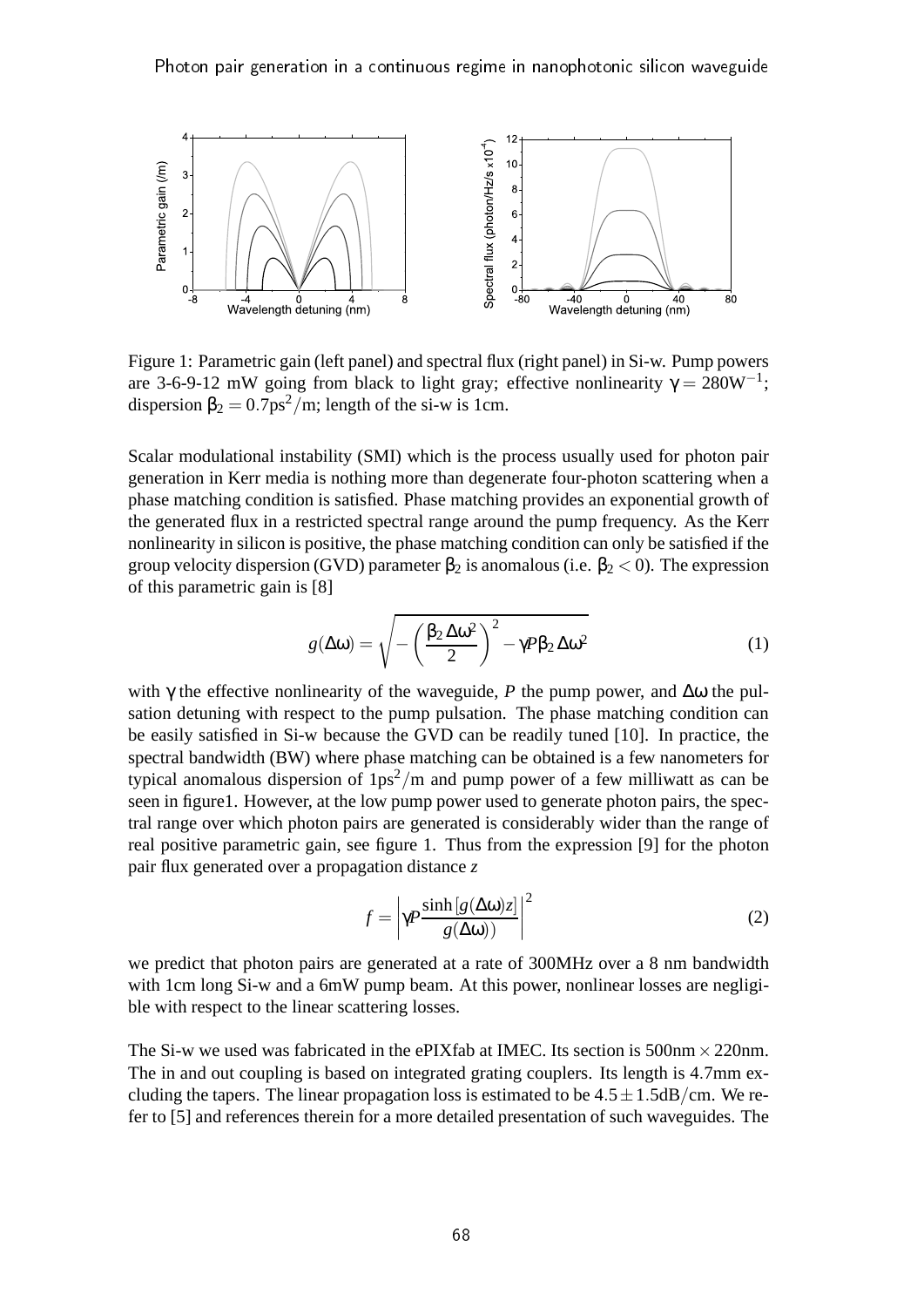Figure 1: Parametric gain (left panel) and spectral flux (right panel) in Si-w. Pump powers are 3-6-9-12 mW going from black to light gray; effective nonlinearity $\gamma = 280\text{W}^{-1}$; dispersion $\beta_2 = 0.7\text{ps}^2/\text{m}$; length of the si-w is 1cm.

Scalar modulational instability (SMI) which is the process usually used for photon pair generation in Kerr media is nothing more than degenerate four-photon scattering when a phase matching condition is satisfied. Phase matching provides an exponential growth of the generated flux in a restricted spectral range around the pump frequency. As the Kerr nonlinearity in silicon is positive, the phase matching condition can only be satisfied if the group velocity dispersion (GVD) parameter $\beta_2$ is anomalous (i.e. $\beta_2 < 0$). The expression of this parametric gain is [8]

$$g(\Delta\omega) = \sqrt{-\left(\frac{\beta_2 \Delta\omega^2}{2}\right)^2 - \gamma P \beta_2 \Delta\omega^2} \tag{1}$$

with $\gamma$ the effective nonlinearity of the waveguide, $P$ the pump power, and $\Delta\omega$ the pulsation detuning with respect to the pump pulsation. The phase matching condition can be easily satisfied in Si-w because the GVD can be readily tuned [10]. In practice, the spectral bandwidth (BW) where phase matching can be obtained is a few nanometers for typical anomalous dispersion of $1\text{ps}^2/\text{m}$ and pump power of a few milliwatt as can be seen in figure1. However, at the low pump power used to generate photon pairs, the spectral range over which photon pairs are generated is considerably wider than the range of real positive parametric gain, see figure 1. Thus from the expression [9] for the photon pair flux generated over a propagation distance $z$

$$f = \left|\gamma P \frac{\sinh\left[g(\Delta\omega)z\right]}{g(\Delta\omega))}\right|^2 \tag{2}$$

we predict that photon pairs are generated at a rate of 300MHz over a 8 nm bandwidth with 1cm long Si-w and a 6mW pump beam. At this power, nonlinear losses are negligible with respect to the linear scattering losses.

The Si-w we used was fabricated in the ePIXfab at IMEC. Its section is $500\text{nm} \times 220\text{nm}$. The in and out coupling is based on integrated grating couplers. Its length is 4.7mm excluding the tapers. The linear propagation loss is estimated to be $4.5 \pm 1.5\text{dB/cm}$. We refer to [5] and references therein for a more detailed presentation of such waveguides. The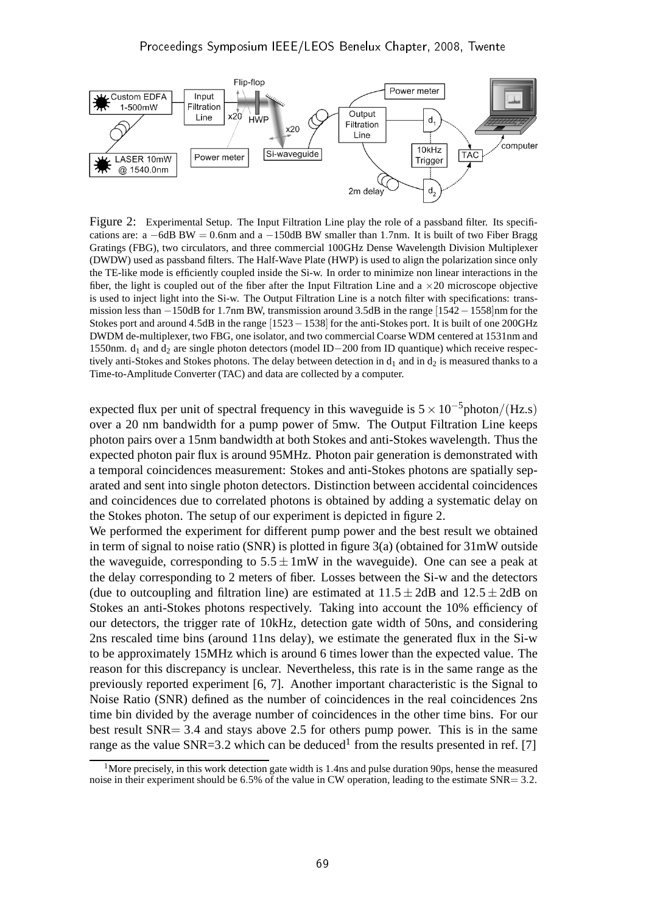Figure 2: Experimental Setup. The Input Filtration Line play the role of a passband filter. Its specifications are: a $-6$dB BW $= 0.6$nm and a $-150$dB BW smaller than 1.7nm. It is built of two Fiber Bragg Gratings (FBG), two circulators, and three commercial 100GHz Dense Wavelength Division Multiplexer (DWDW) used as passband filters. The Half-Wave Plate (HWP) is used to align the polarization since only the TE-like mode is efficiently coupled inside the Si-w. In order to minimize non linear interactions in the fiber, the light is coupled out of the fiber after the Input Filtration Line and a $\times 20$ microscope objective is used to inject light into the Si-w. The Output Filtration Line is a notch filter with specifications: transmission less than $-150$dB for 1.7nm BW, transmission around 3.5dB in the range $[1542 - 1558]$nm for the Stokes port and around 4.5dB in the range $[1523 - 1538]$ for the anti-Stokes port. It is built of one 200GHz DWDM de-multiplexer, two FBG, one isolator, and two commercial Coarse WDM centered at 1531nm and 1550nm. $d_1$ and $d_2$ are single photon detectors (model ID$-$200 from ID quantique) which receive respectively anti-Stokes and Stokes photons. The delay between detection in $d_1$ and in $d_2$ is measured thanks to a Time-to-Amplitude Converter (TAC) and data are collected by a computer.

expected flux per unit of spectral frequency in this waveguide is $5 \times 10^{-5}$photon$/$(Hz.s) over a 20 nm bandwidth for a pump power of 5mw. The Output Filtration Line keeps photon pairs over a 15nm bandwidth at both Stokes and anti-Stokes wavelength. Thus the expected photon pair flux is around 95MHz. Photon pair generation is demonstrated with a temporal coincidences measurement: Stokes and anti-Stokes photons are spatially separated and sent into single photon detectors. Distinction between accidental coincidences and coincidences due to correlated photons is obtained by adding a systematic delay on the Stokes photon. The setup of our experiment is depicted in figure 2.

We performed the experiment for different pump power and the best result we obtained in term of signal to noise ratio (SNR) is plotted in figure 3(a) (obtained for 31mW outside the waveguide, corresponding to $5.5 \pm 1$mW in the waveguide). One can see a peak at the delay corresponding to 2 meters of fiber. Losses between the Si-w and the detectors (due to outcoupling and filtration line) are estimated at $11.5 \pm 2$dB and $12.5 \pm 2$dB on Stokes an anti-Stokes photons respectively. Taking into account the 10% efficiency of our detectors, the trigger rate of 10kHz, detection gate width of 50ns, and considering 2ns rescaled time bins (around 11ns delay), we estimate the generated flux in the Si-w to be approximately 15MHz which is around 6 times lower than the expected value. The reason for this discrepancy is unclear. Nevertheless, this rate is in the same range as the previously reported experiment [6, 7]. Another important characteristic is the Signal to Noise Ratio (SNR) defined as the number of coincidences in the real coincidences 2ns time bin divided by the average number of coincidences in the other time bins. For our best result SNR$= 3.4$ and stays above 2.5 for others pump power. This is in the same range as the value SNR=3.2 which can be deduced[1] from the results presented in ref. [7]

[1] More precisely, in this work detection gate width is 1.4ns and pulse duration 90ps, hense the measured noise in their experiment should be 6.5% of the value in CW operation, leading to the estimate SNR$= 3.2$.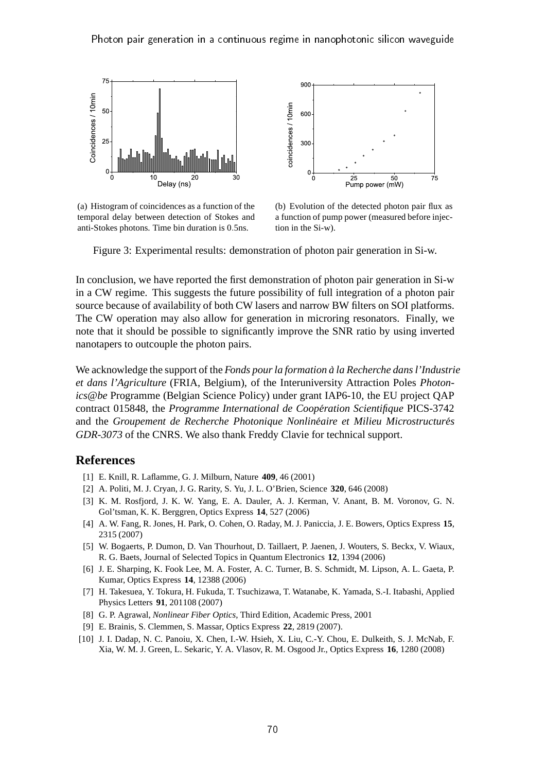Coincidences / 10min
75
50
25
0
0
10
20
30
Delay (ns)

(a) Histogram of coincidences as a function of the temporal delay between detection of Stokes and anti-Stokes photons. Time bin duration is 0.5ns.

coincidences / 10min
900
600
300
0
0
25
50
75
Pump power (mW)

(b) Evolution of the detected photon pair flux as a function of pump power (measured before injection in the Si-w).

Figure 3: Experimental results: demonstration of photon pair generation in Si-w.

In conclusion, we have reported the first demonstration of photon pair generation in Si-w in a CW regime. This suggests the future possibility of full integration of a photon pair source because of availability of both CW lasers and narrow BW filters on SOI platforms. The CW operation may also allow for generation in microring resonators. Finally, we note that it should be possible to significantly improve the SNR ratio by using inverted nanotapers to outcouple the photon pairs.

We acknowledge the support of the *Fonds pour la formation à la Recherche dans l'Industrie et dans l'Agriculture* (FRIA, Belgium), of the Interuniversity Attraction Poles *Photonics@be* Programme (Belgian Science Policy) under grant IAP6-10, the EU project QAP contract 015848, the *Programme International de Coopération Scientifique* PICS-3742 and the *Groupement de Recherche Photonique Nonlinéaire et Milieu Microstructurés GDR-3073* of the CNRS. We also thank Freddy Clavie for technical support.

## References

[1] E. Knill, R. Laflamme, G. J. Milburn, Nature **409**, 46 (2001)

[2] A. Politi, M. J. Cryan, J. G. Rarity, S. Yu, J. L. O'Brien, Science **320**, 646 (2008)

[3] K. M. Rosfjord, J. K. W. Yang, E. A. Dauler, A. J. Kerman, V. Anant, B. M. Voronov, G. N. Gol'tsman, K. K. Berggren, Optics Express **14**, 527 (2006)

[4] A. W. Fang, R. Jones, H. Park, O. Cohen, O. Raday, M. J. Paniccia, J. E. Bowers, Optics Express **15**, 2315 (2007)

[5] W. Bogaerts, P. Dumon, D. Van Thourhout, D. Taillaert, P. Jaenen, J. Wouters, S. Beckx, V. Wiaux, R. G. Baets, Journal of Selected Topics in Quantum Electronics **12**, 1394 (2006)

[6] J. E. Sharping, K. Fook Lee, M. A. Foster, A. C. Turner, B. S. Schmidt, M. Lipson, A. L. Gaeta, P. Kumar, Optics Express **14**, 12388 (2006)

[7] H. Takesuea, Y. Tokura, H. Fukuda, T. Tsuchizawa, T. Watanabe, K. Yamada, S.-I. Itabashi, Applied Physics Letters **91**, 201108 (2007)

[8] G. P. Agrawal, *Nonlinear Fiber Optics*, Third Edition, Academic Press, 2001

[9] E. Brainis, S. Clemmen, S. Massar, Optics Express **22**, 2819 (2007).

[10] J. I. Dadap, N. C. Panoiu, X. Chen, I.-W. Hsieh, X. Liu, C.-Y. Chou, E. Dulkeith, S. J. McNab, F. Xia, W. M. J. Green, L. Sekaric, Y. A. Vlasov, R. M. Osgood Jr., Optics Express **16**, 1280 (2008)